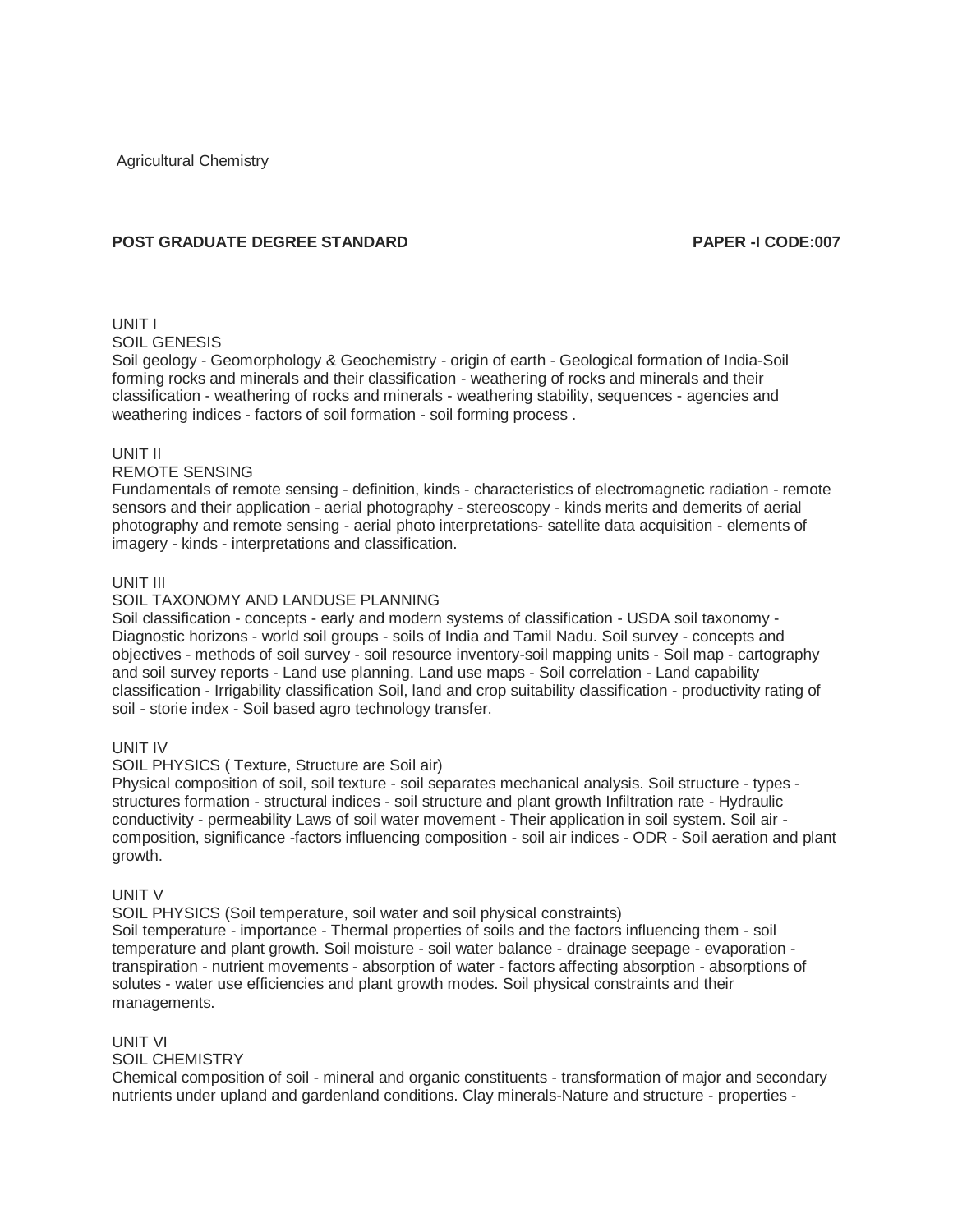Agricultural Chemistry

**POST GRADUATE DEGREE STANDARD** **PAPER -I CODE:007**

UNIT I

SOIL GENESIS

Soil geology - Geomorphology & Geochemistry - origin of earth - Geological formation of India-Soil forming rocks and minerals and their classification - weathering of rocks and minerals and their classification - weathering of rocks and minerals - weathering stability, sequences - agencies and weathering indices - factors of soil formation - soil forming process .

UNIT II

REMOTE SENSING

Fundamentals of remote sensing - definition, kinds - characteristics of electromagnetic radiation - remote sensors and their application - aerial photography - stereoscopy - kinds merits and demerits of aerial photography and remote sensing - aerial photo interpretations- satellite data acquisition - elements of imagery - kinds - interpretations and classification.

UNIT III

SOIL TAXONOMY AND LANDUSE PLANNING

Soil classification - concepts - early and modern systems of classification - USDA soil taxonomy - Diagnostic horizons - world soil groups - soils of India and Tamil Nadu. Soil survey - concepts and objectives - methods of soil survey - soil resource inventory-soil mapping units - Soil map - cartography and soil survey reports - Land use planning. Land use maps - Soil correlation - Land capability classification - Irrigability classification Soil, land and crop suitability classification - productivity rating of soil - storie index - Soil based agro technology transfer.

UNIT IV

SOIL PHYSICS ( Texture, Structure are Soil air)

Physical composition of soil, soil texture - soil separates mechanical analysis. Soil structure - types - structures formation - structural indices - soil structure and plant growth Infiltration rate - Hydraulic conductivity - permeability Laws of soil water movement - Their application in soil system. Soil air - composition, significance -factors influencing composition - soil air indices - ODR - Soil aeration and plant growth.

UNIT V

SOIL PHYSICS (Soil temperature, soil water and soil physical constraints)

Soil temperature - importance - Thermal properties of soils and the factors influencing them - soil temperature and plant growth. Soil moisture - soil water balance - drainage seepage - evaporation - transpiration - nutrient movements - absorption of water - factors affecting absorption - absorptions of solutes - water use efficiencies and plant growth modes. Soil physical constraints and their managements.

UNIT VI

SOIL CHEMISTRY

Chemical composition of soil - mineral and organic constituents - transformation of major and secondary nutrients under upland and gardenland conditions. Clay minerals-Nature and structure - properties -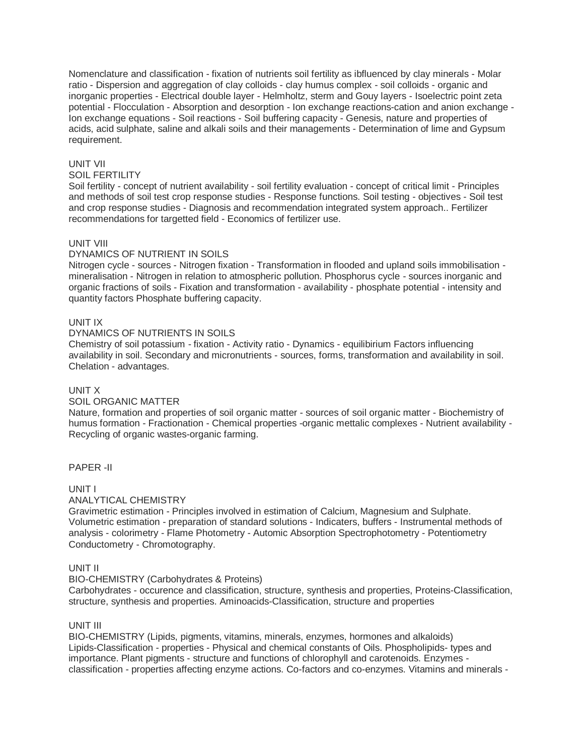Nomenclature and classification - fixation of nutrients soil fertility as ibfluenced by clay minerals - Molar ratio - Dispersion and aggregation of clay colloids - clay humus complex - soil colloids - organic and inorganic properties - Electrical double layer - Helmholtz, sterm and Gouy layers - Isoelectric point zeta potential - Flocculation - Absorption and desorption - Ion exchange reactions-cation and anion exchange - Ion exchange equations - Soil reactions - Soil buffering capacity - Genesis, nature and properties of acids, acid sulphate, saline and alkali soils and their managements - Determination of lime and Gypsum requirement.

UNIT VII
SOIL FERTILITY
Soil fertility - concept of nutrient availability - soil fertility evaluation - concept of critical limit - Principles and methods of soil test crop response studies - Response functions. Soil testing - objectives - Soil test and crop response studies - Diagnosis and recommendation integrated system approach.. Fertilizer recommendations for targetted field - Economics of fertilizer use.

UNIT VIII
DYNAMICS OF NUTRIENT IN SOILS
Nitrogen cycle - sources - Nitrogen fixation - Transformation in flooded and upland soils immobilisation - mineralisation - Nitrogen in relation to atmospheric pollution. Phosphorus cycle - sources inorganic and organic fractions of soils - Fixation and transformation - availability - phosphate potential - intensity and quantity factors Phosphate buffering capacity.

UNIT IX
DYNAMICS OF NUTRIENTS IN SOILS
Chemistry of soil potassium - fixation - Activity ratio - Dynamics - equilibirium Factors influencing availability in soil. Secondary and micronutrients - sources, forms, transformation and availability in soil. Chelation - advantages.

UNIT X
SOIL ORGANIC MATTER
Nature, formation and properties of soil organic matter - sources of soil organic matter - Biochemistry of humus formation - Fractionation - Chemical properties -organic mettalic complexes - Nutrient availability - Recycling of organic wastes-organic farming.

PAPER -II

UNIT I
ANALYTICAL CHEMISTRY
Gravimetric estimation - Principles involved in estimation of Calcium, Magnesium and Sulphate. Volumetric estimation - preparation of standard solutions - Indicaters, buffers - Instrumental methods of analysis - colorimetry - Flame Photometry - Automic Absorption Spectrophotometry - Potentiometry Conductometry - Chromotography.

UNIT II
BIO-CHEMISTRY (Carbohydrates & Proteins)
Carbohydrates - occurence and classification, structure, synthesis and properties, Proteins-Classification, structure, synthesis and properties. Aminoacids-Classification, structure and properties

UNIT III
BIO-CHEMISTRY (Lipids, pigments, vitamins, minerals, enzymes, hormones and alkaloids)
Lipids-Classification - properties - Physical and chemical constants of Oils. Phospholipids- types and importance. Plant pigments - structure and functions of chlorophyll and carotenoids. Enzymes - classification - properties affecting enzyme actions. Co-factors and co-enzymes. Vitamins and minerals -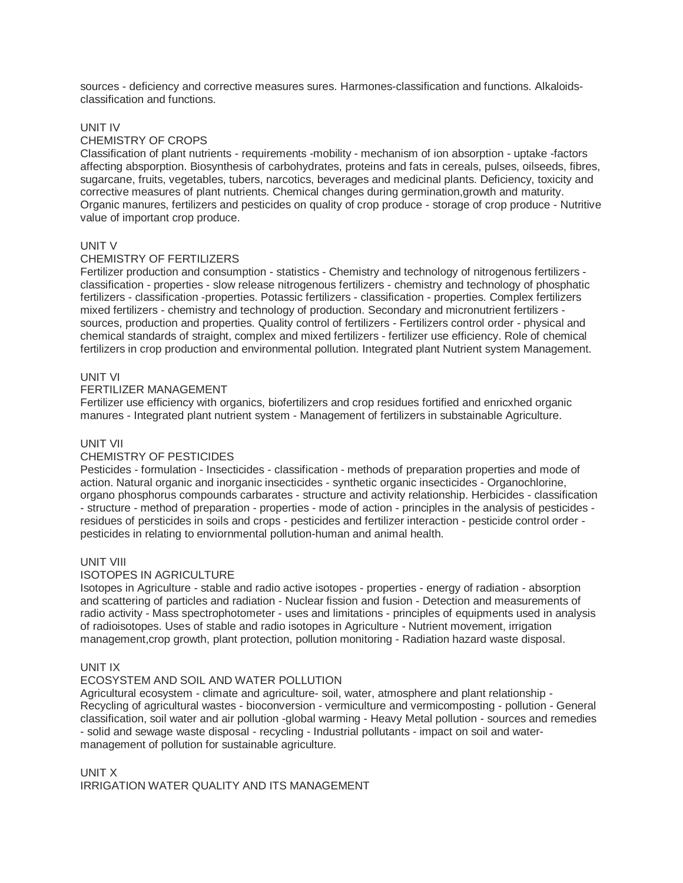sources - deficiency and corrective measures sures. Harmones-classification and functions. Alkaloids-classification and functions.

UNIT IV

CHEMISTRY OF CROPS

Classification of plant nutrients - requirements -mobility - mechanism of ion absorption - uptake -factors affecting absporption. Biosynthesis of carbohydrates, proteins and fats in cereals, pulses, oilseeds, fibres, sugarcane, fruits, vegetables, tubers, narcotics, beverages and medicinal plants. Deficiency, toxicity and corrective measures of plant nutrients. Chemical changes during germination,growth and maturity. Organic manures, fertilizers and pesticides on quality of crop produce - storage of crop produce - Nutritive value of important crop produce.

UNIT V

CHEMISTRY OF FERTILIZERS

Fertilizer production and consumption - statistics - Chemistry and technology of nitrogenous fertilizers - classification - properties - slow release nitrogenous fertilizers - chemistry and technology of phosphatic fertilizers - classification -properties. Potassic fertilizers - classification - properties. Complex fertilizers mixed fertilizers - chemistry and technology of production. Secondary and micronutrient fertilizers - sources, production and properties. Quality control of fertilizers - Fertilizers control order - physical and chemical standards of straight, complex and mixed fertilizers - fertilizer use efficiency. Role of chemical fertilizers in crop production and environmental pollution. Integrated plant Nutrient system Management.

UNIT VI

FERTILIZER MANAGEMENT

Fertilizer use efficiency with organics, biofertilizers and crop residues fortified and enricxhed organic manures - Integrated plant nutrient system - Management of fertilizers in substainable Agriculture.

UNIT VII

CHEMISTRY OF PESTICIDES

Pesticides - formulation - Insecticides - classification - methods of preparation properties and mode of action. Natural organic and inorganic insecticides - synthetic organic insecticides - Organochlorine, organo phosphorus compounds carbarates - structure and activity relationship. Herbicides - classification - structure - method of preparation - properties - mode of action - principles in the analysis of pesticides - residues of persticides in soils and crops - pesticides and fertilizer interaction - pesticide control order - pesticides in relating to enviornmental pollution-human and animal health.

UNIT VIII

ISOTOPES IN AGRICULTURE

Isotopes in Agriculture - stable and radio active isotopes - properties - energy of radiation - absorption and scattering of particles and radiation - Nuclear fission and fusion - Detection and measurements of radio activity - Mass spectrophotometer - uses and limitations - principles of equipments used in analysis of radioisotopes. Uses of stable and radio isotopes in Agriculture - Nutrient movement, irrigation management,crop growth, plant protection, pollution monitoring - Radiation hazard waste disposal.

UNIT IX

ECOSYSTEM AND SOIL AND WATER POLLUTION

Agricultural ecosystem - climate and agriculture- soil, water, atmosphere and plant relationship - Recycling of agricultural wastes - bioconversion - vermiculture and vermicomposting - pollution - General classification, soil water and air pollution -global warming - Heavy Metal pollution - sources and remedies - solid and sewage waste disposal - recycling - Industrial pollutants - impact on soil and water-management of pollution for sustainable agriculture.

UNIT X

IRRIGATION WATER QUALITY AND ITS MANAGEMENT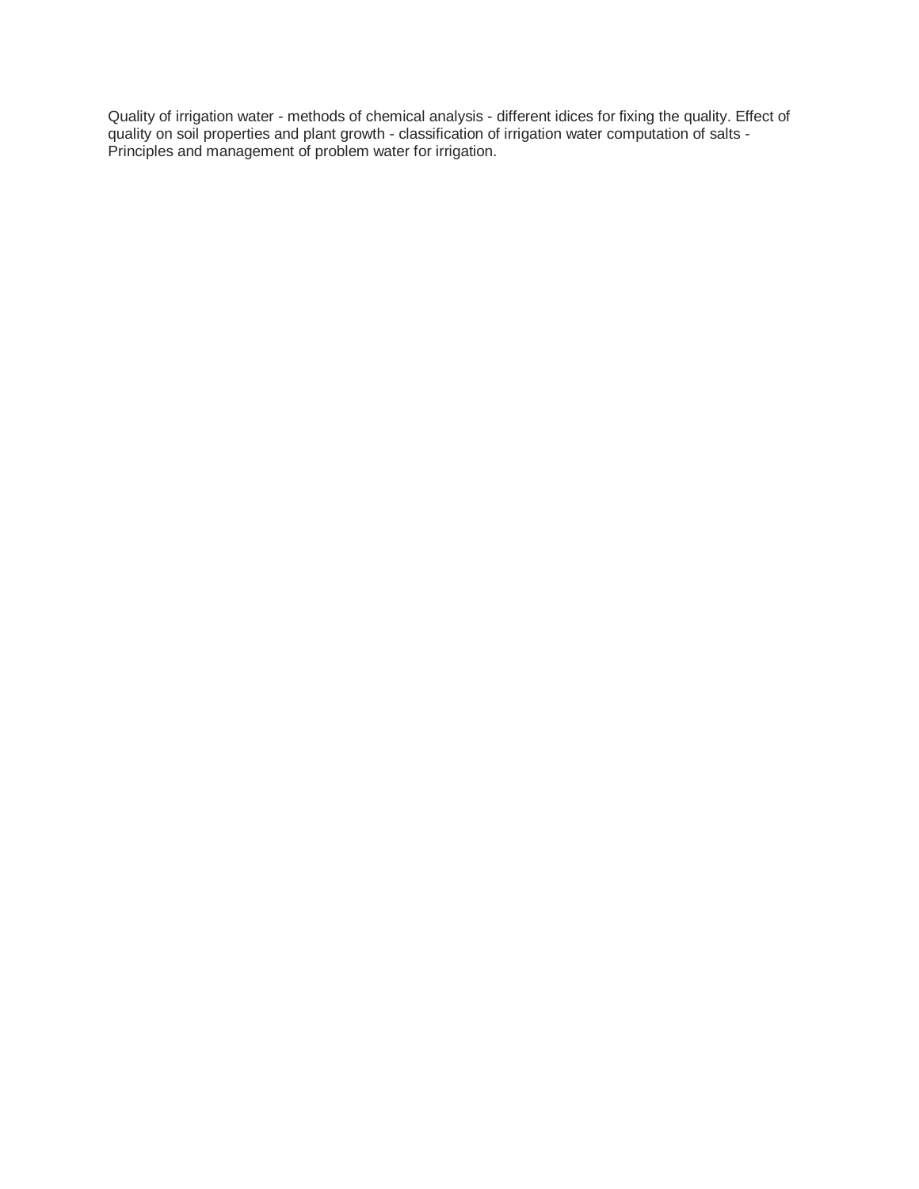Quality of irrigation water - methods of chemical analysis - different idices for fixing the quality. Effect of quality on soil properties and plant growth - classification of irrigation water computation of salts - Principles and management of problem water for irrigation.